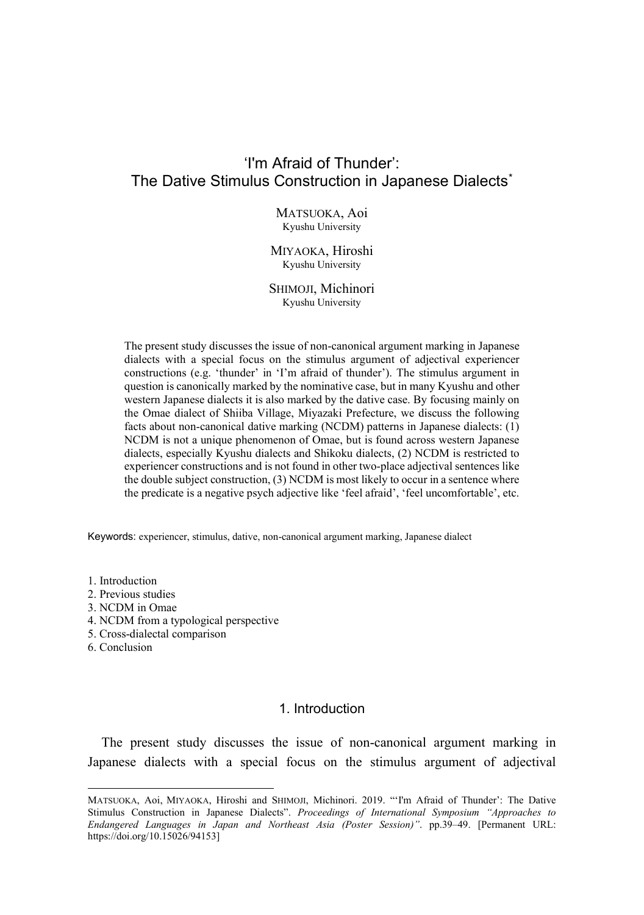# 'I'm Afraid of Thunder': The Dative Stimulus Construction in Japanese Dialects*

MATSUOKA, Aoi
Kyushu University

MIYAOKA, Hiroshi
Kyushu University

SHIMOJI, Michinori
Kyushu University

The present study discusses the issue of non-canonical argument marking in Japanese dialects with a special focus on the stimulus argument of adjectival experiencer constructions (e.g. 'thunder' in 'I'm afraid of thunder'). The stimulus argument in question is canonically marked by the nominative case, but in many Kyushu and other western Japanese dialects it is also marked by the dative case. By focusing mainly on the Omae dialect of Shiiba Village, Miyazaki Prefecture, we discuss the following facts about non-canonical dative marking (NCDM) patterns in Japanese dialects: (1) NCDM is not a unique phenomenon of Omae, but is found across western Japanese dialects, especially Kyushu dialects and Shikoku dialects, (2) NCDM is restricted to experiencer constructions and is not found in other two-place adjectival sentences like the double subject construction, (3) NCDM is most likely to occur in a sentence where the predicate is a negative psych adjective like 'feel afraid', 'feel uncomfortable', etc.

Keywords: experiencer, stimulus, dative, non-canonical argument marking, Japanese dialect

1. Introduction
2. Previous studies
3. NCDM in Omae
4. NCDM from a typological perspective
5. Cross-dialectal comparison
6. Conclusion

## 1. Introduction

The present study discusses the issue of non-canonical argument marking in Japanese dialects with a special focus on the stimulus argument of adjectival

---

MATSUOKA, Aoi, MIYAOKA, Hiroshi and SHIMOJI, Michinori. 2019. "'I'm Afraid of Thunder': The Dative Stimulus Construction in Japanese Dialects". *Proceedings of International Symposium "Approaches to Endangered Languages in Japan and Northeast Asia (Poster Session)"*. pp.39–49. [Permanent URL: https://doi.org/10.15026/94153]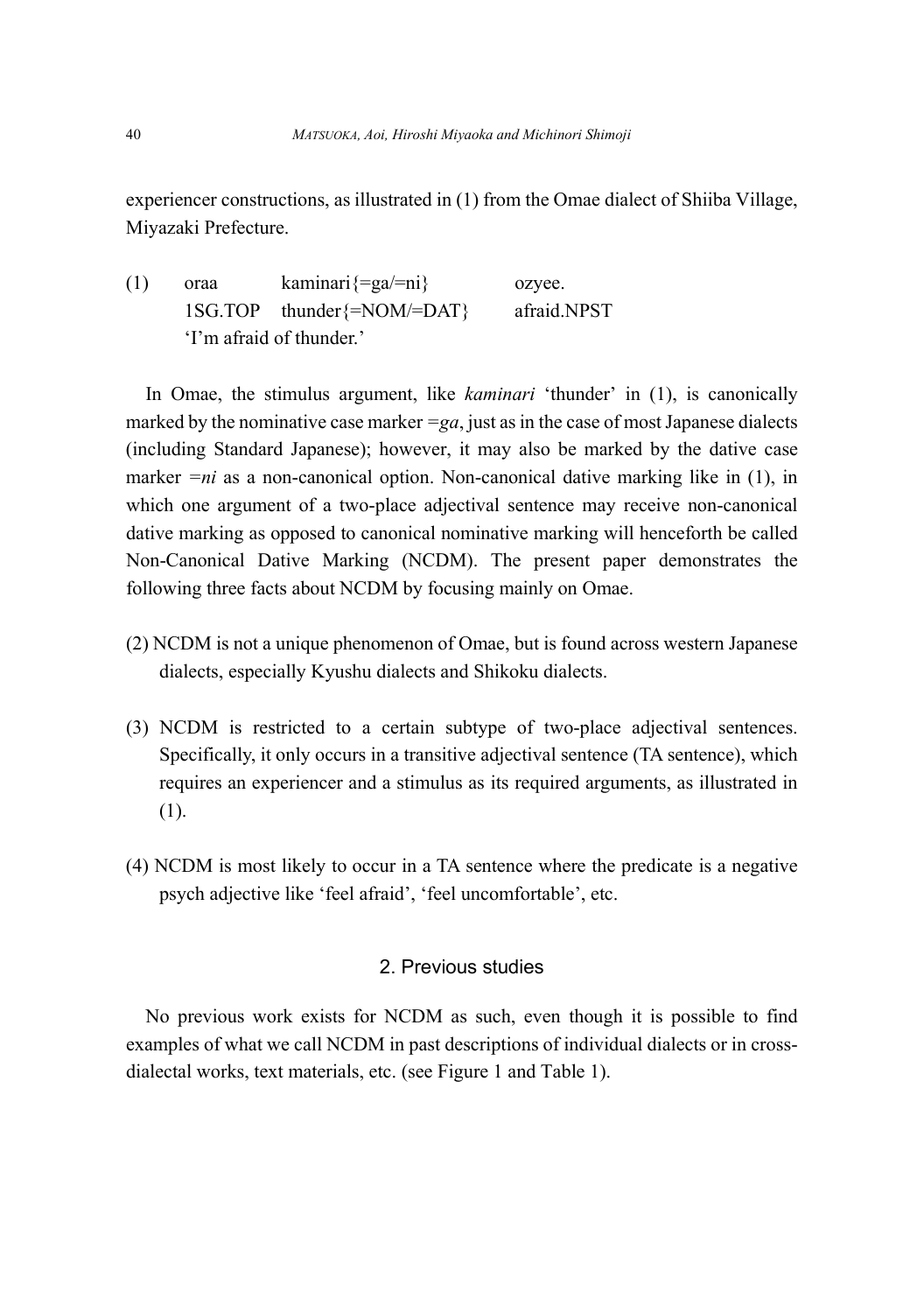experiencer constructions, as illustrated in (1) from the Omae dialect of Shiiba Village, Miyazaki Prefecture.

(1) oraa kaminari{=ga/=ni} ozyee.
1SG.TOP thunder{=NOM/=DAT} afraid.NPST
'I'm afraid of thunder.'

In Omae, the stimulus argument, like *kaminari* 'thunder' in (1), is canonically marked by the nominative case marker *=ga*, just as in the case of most Japanese dialects (including Standard Japanese); however, it may also be marked by the dative case marker *=ni* as a non-canonical option. Non-canonical dative marking like in (1), in which one argument of a two-place adjectival sentence may receive non-canonical dative marking as opposed to canonical nominative marking will henceforth be called Non-Canonical Dative Marking (NCDM). The present paper demonstrates the following three facts about NCDM by focusing mainly on Omae.

(2) NCDM is not a unique phenomenon of Omae, but is found across western Japanese dialects, especially Kyushu dialects and Shikoku dialects.

(3) NCDM is restricted to a certain subtype of two-place adjectival sentences. Specifically, it only occurs in a transitive adjectival sentence (TA sentence), which requires an experiencer and a stimulus as its required arguments, as illustrated in (1).

(4) NCDM is most likely to occur in a TA sentence where the predicate is a negative psych adjective like 'feel afraid', 'feel uncomfortable', etc.

## 2. Previous studies

No previous work exists for NCDM as such, even though it is possible to find examples of what we call NCDM in past descriptions of individual dialects or in cross-dialectal works, text materials, etc. (see Figure 1 and Table 1).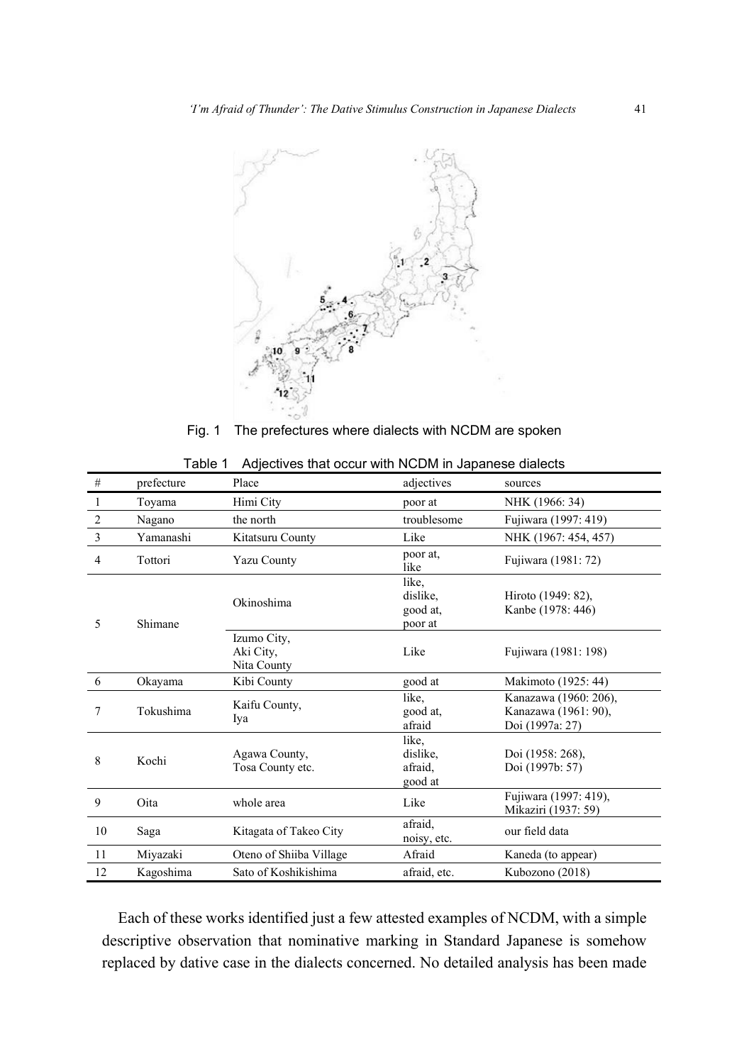Fig. 1 The prefectures where dialects with NCDM are spoken

Table 1 Adjectives that occur with NCDM in Japanese dialects

| # | prefecture | Place | adjectives | sources |
|---|---|---|---|---|
| 1 | Toyama | Himi City | poor at | NHK (1966: 34) |
| 2 | Nagano | the north | troublesome | Fujiwara (1997: 419) |
| 3 | Yamanashi | Kitatsuru County | Like | NHK (1967: 454, 457) |
| 4 | Tottori | Yazu County | poor at, like | Fujiwara (1981: 72) |
| 5 | Shimane | Okinoshima | like, dislike, good at, poor at | Hiroto (1949: 82), Kanbe (1978: 446) |
| | | Izumo City, Aki City, Nita County | Like | Fujiwara (1981: 198) |
| 6 | Okayama | Kibi County | good at | Makimoto (1925: 44) |
| 7 | Tokushima | Kaifu County, Iya | like, good at, afraid | Kanazawa (1960: 206), Kanazawa (1961: 90), Doi (1997a: 27) |
| 8 | Kochi | Agawa County, Tosa County etc. | like, dislike, afraid, good at | Doi (1958: 268), Doi (1997b: 57) |
| 9 | Oita | whole area | Like | Fujiwara (1997: 419), Mikaziri (1937: 59) |
| 10 | Saga | Kitagata of Takeo City | afraid, noisy, etc. | our field data |
| 11 | Miyazaki | Oteno of Shiiba Village | Afraid | Kaneda (to appear) |
| 12 | Kagoshima | Sato of Koshikishima | afraid, etc. | Kubozono (2018) |

Each of these works identified just a few attested examples of NCDM, with a simple descriptive observation that nominative marking in Standard Japanese is somehow replaced by dative case in the dialects concerned. No detailed analysis has been made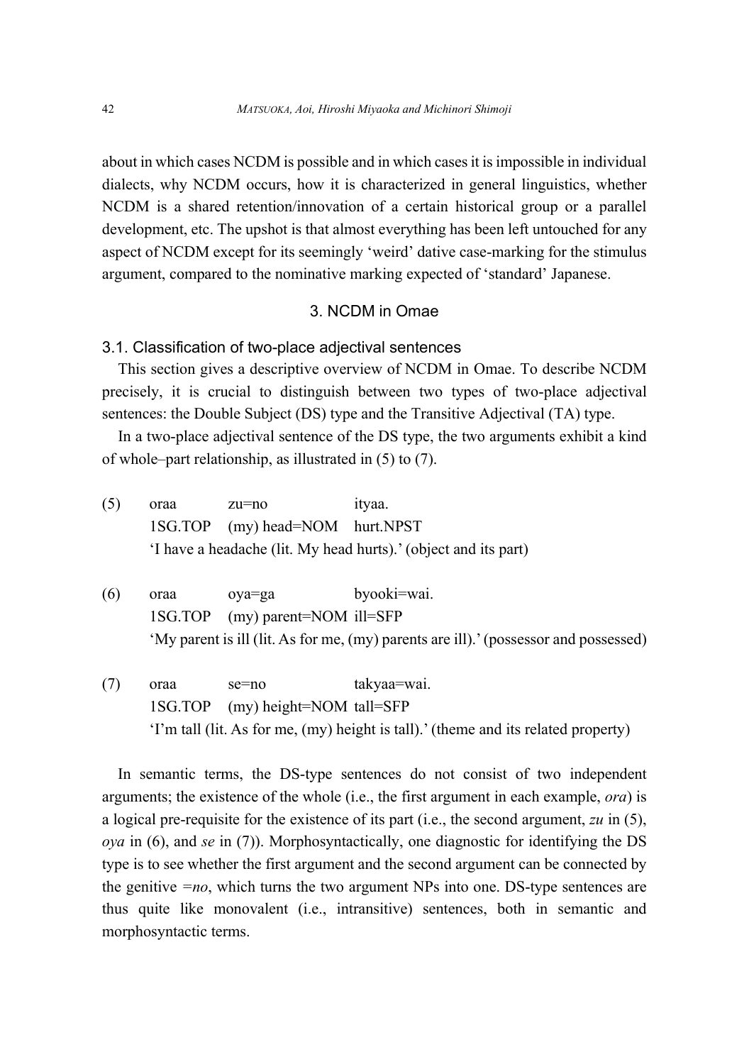about in which cases NCDM is possible and in which cases it is impossible in individual dialects, why NCDM occurs, how it is characterized in general linguistics, whether NCDM is a shared retention/innovation of a certain historical group or a parallel development, etc. The upshot is that almost everything has been left untouched for any aspect of NCDM except for its seemingly 'weird' dative case-marking for the stimulus argument, compared to the nominative marking expected of 'standard' Japanese.

## 3. NCDM in Omae

### 3.1. Classification of two-place adjectival sentences

This section gives a descriptive overview of NCDM in Omae. To describe NCDM precisely, it is crucial to distinguish between two types of two-place adjectival sentences: the Double Subject (DS) type and the Transitive Adjectival (TA) type.

In a two-place adjectival sentence of the DS type, the two arguments exhibit a kind of whole–part relationship, as illustrated in (5) to (7).

(5) oraa zu=no ityaa.
 1SG.TOP (my) head=NOM hurt.NPST
 'I have a headache (lit. My head hurts).' (object and its part)

(6) oraa oya=ga byooki=wai.
 1SG.TOP (my) parent=NOM ill=SFP
 'My parent is ill (lit. As for me, (my) parents are ill).' (possessor and possessed)

(7) oraa se=no takyaa=wai.
 1SG.TOP (my) height=NOM tall=SFP
 'I'm tall (lit. As for me, (my) height is tall).' (theme and its related property)

In semantic terms, the DS-type sentences do not consist of two independent arguments; the existence of the whole (i.e., the first argument in each example, *ora*) is a logical pre-requisite for the existence of its part (i.e., the second argument, *zu* in (5), *oya* in (6), and *se* in (7)). Morphosyntactically, one diagnostic for identifying the DS type is to see whether the first argument and the second argument can be connected by the genitive *=no*, which turns the two argument NPs into one. DS-type sentences are thus quite like monovalent (i.e., intransitive) sentences, both in semantic and morphosyntactic terms.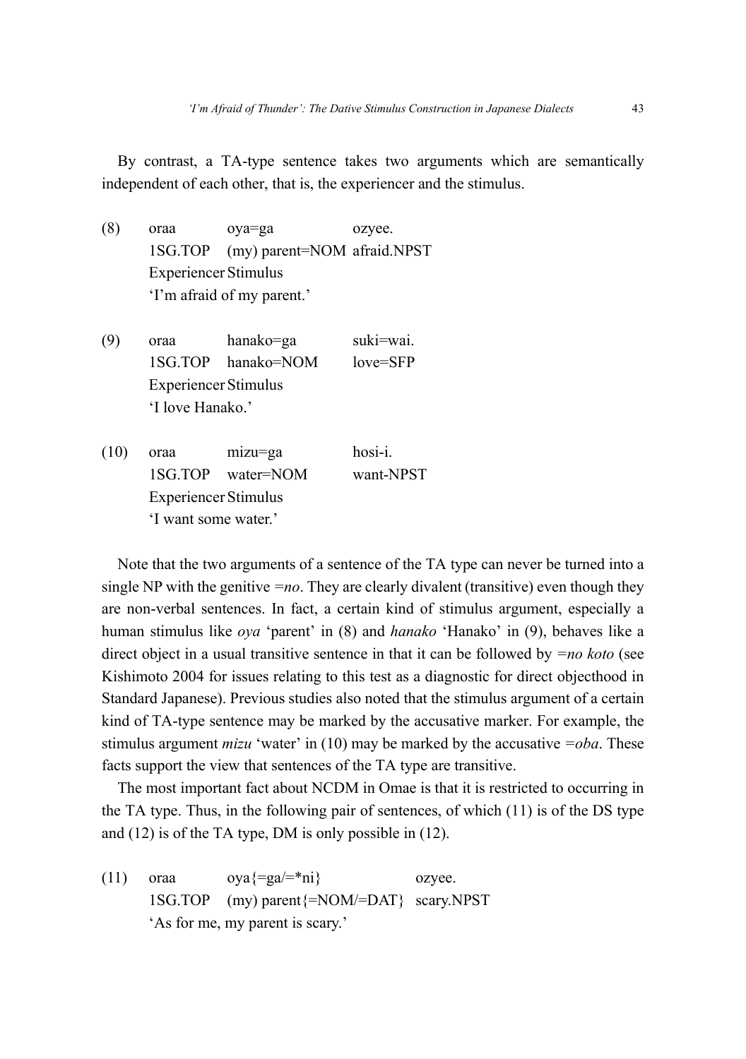By contrast, a TA-type sentence takes two arguments which are semantically independent of each other, that is, the experiencer and the stimulus.

(8) oraa oya=ga ozyee.
1SG.TOP (my) parent=NOM afraid.NPST
Experiencer Stimulus
'I'm afraid of my parent.'

(9) oraa hanako=ga suki=wai.
1SG.TOP hanako=NOM love=SFP
Experiencer Stimulus
'I love Hanako.'

(10) oraa mizu=ga hosi-i.
1SG.TOP water=NOM want-NPST
Experiencer Stimulus
'I want some water.'

Note that the two arguments of a sentence of the TA type can never be turned into a single NP with the genitive *=no*. They are clearly divalent (transitive) even though they are non-verbal sentences. In fact, a certain kind of stimulus argument, especially a human stimulus like *oya* 'parent' in (8) and *hanako* 'Hanako' in (9), behaves like a direct object in a usual transitive sentence in that it can be followed by *=no koto* (see Kishimoto 2004 for issues relating to this test as a diagnostic for direct objecthood in Standard Japanese). Previous studies also noted that the stimulus argument of a certain kind of TA-type sentence may be marked by the accusative marker. For example, the stimulus argument *mizu* 'water' in (10) may be marked by the accusative *=oba*. These facts support the view that sentences of the TA type are transitive.

The most important fact about NCDM in Omae is that it is restricted to occurring in the TA type. Thus, in the following pair of sentences, of which (11) is of the DS type and (12) is of the TA type, DM is only possible in (12).

(11) oraa oya{=ga/=*ni} ozyee.
1SG.TOP (my) parent{=NOM/=DAT} scary.NPST
'As for me, my parent is scary.'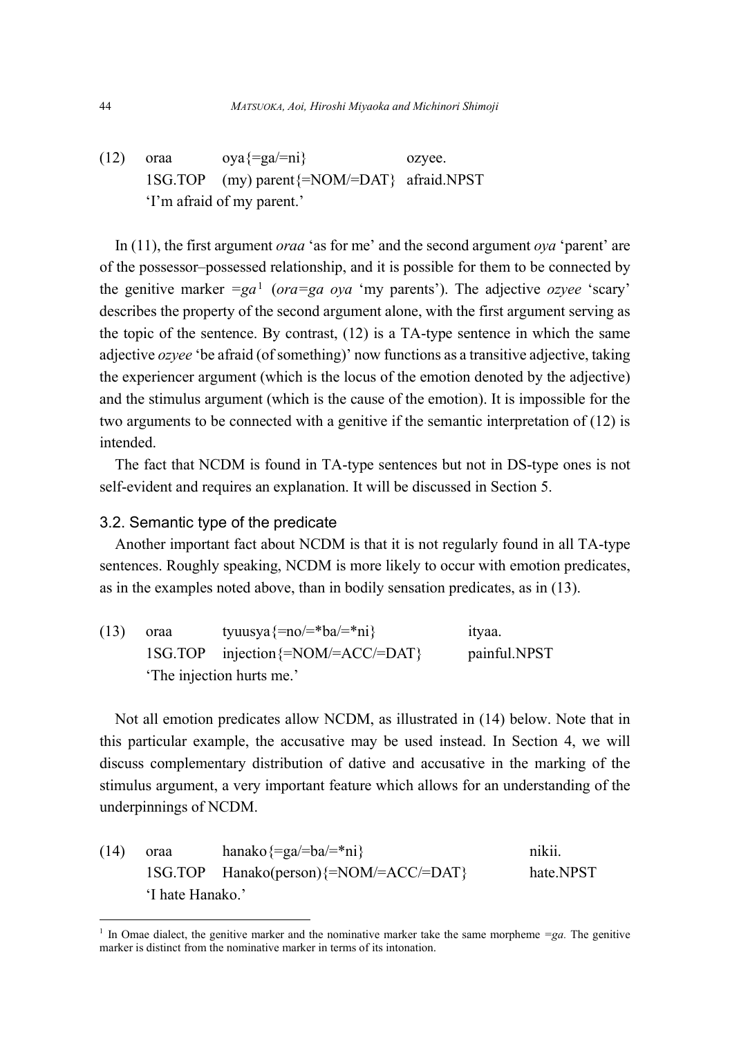(12) oraa oya{=ga/=ni} ozyee.
     1SG.TOP (my) parent{=NOM/=DAT} afraid.NPST
     'I'm afraid of my parent.'

In (11), the first argument *oraa* 'as for me' and the second argument *oya* 'parent' are of the possessor–possessed relationship, and it is possible for them to be connected by the genitive marker *=ga*[1] (*ora=ga oya* 'my parents'). The adjective *ozyee* 'scary' describes the property of the second argument alone, with the first argument serving as the topic of the sentence. By contrast, (12) is a TA-type sentence in which the same adjective *ozyee* 'be afraid (of something)' now functions as a transitive adjective, taking the experiencer argument (which is the locus of the emotion denoted by the adjective) and the stimulus argument (which is the cause of the emotion). It is impossible for the two arguments to be connected with a genitive if the semantic interpretation of (12) is intended.

The fact that NCDM is found in TA-type sentences but not in DS-type ones is not self-evident and requires an explanation. It will be discussed in Section 5.

### 3.2. Semantic type of the predicate

Another important fact about NCDM is that it is not regularly found in all TA-type sentences. Roughly speaking, NCDM is more likely to occur with emotion predicates, as in the examples noted above, than in bodily sensation predicates, as in (13).

(13) oraa tyuusya{=no/=*ba/=*ni} ityaa.
     1SG.TOP injection{=NOM/=ACC/=DAT} painful.NPST
     'The injection hurts me.'

Not all emotion predicates allow NCDM, as illustrated in (14) below. Note that in this particular example, the accusative may be used instead. In Section 4, we will discuss complementary distribution of dative and accusative in the marking of the stimulus argument, a very important feature which allows for an understanding of the underpinnings of NCDM.

(14) oraa hanako{=ga/=ba/=*ni} nikii.
     1SG.TOP Hanako(person){=NOM/=ACC/=DAT} hate.NPST
     'I hate Hanako.'

[1] In Omae dialect, the genitive marker and the nominative marker take the same morpheme *=ga.* The genitive marker is distinct from the nominative marker in terms of its intonation.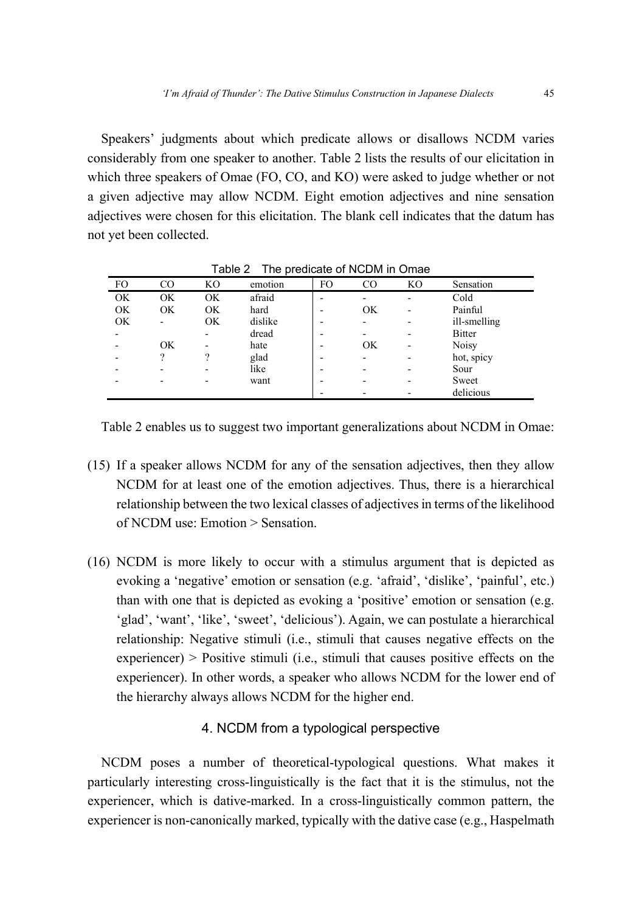Speakers' judgments about which predicate allows or disallows NCDM varies considerably from one speaker to another. Table 2 lists the results of our elicitation in which three speakers of Omae (FO, CO, and KO) were asked to judge whether or not a given adjective may allow NCDM. Eight emotion adjectives and nine sensation adjectives were chosen for this elicitation. The blank cell indicates that the datum has not yet been collected.

Table 2 The predicate of NCDM in Omae

| FO | CO | KO | emotion | FO | CO | KO | Sensation |
|---|---|---|---|---|---|---|---|
| OK | OK | OK | afraid | - | - | - | Cold |
| OK | OK | OK | hard | - | OK | - | Painful |
| OK | - | OK | dislike | - | - | - | ill-smelling |
| - | | - | dread | - | - | - | Bitter |
| - | OK | - | hate | - | OK | - | Noisy |
| - | ? | ? | glad | - | - | - | hot, spicy |
| - | - | - | like | - | - | - | Sour |
| - | - | - | want | - | - | - | Sweet |
| | | | | - | - | - | delicious |

Table 2 enables us to suggest two important generalizations about NCDM in Omae:

(15) If a speaker allows NCDM for any of the sensation adjectives, then they allow NCDM for at least one of the emotion adjectives. Thus, there is a hierarchical relationship between the two lexical classes of adjectives in terms of the likelihood of NCDM use: Emotion > Sensation.

(16) NCDM is more likely to occur with a stimulus argument that is depicted as evoking a 'negative' emotion or sensation (e.g. 'afraid', 'dislike', 'painful', etc.) than with one that is depicted as evoking a 'positive' emotion or sensation (e.g. 'glad', 'want', 'like', 'sweet', 'delicious'). Again, we can postulate a hierarchical relationship: Negative stimuli (i.e., stimuli that causes negative effects on the experiencer) > Positive stimuli (i.e., stimuli that causes positive effects on the experiencer). In other words, a speaker who allows NCDM for the lower end of the hierarchy always allows NCDM for the higher end.

## 4. NCDM from a typological perspective

NCDM poses a number of theoretical-typological questions. What makes it particularly interesting cross-linguistically is the fact that it is the stimulus, not the experiencer, which is dative-marked. In a cross-linguistically common pattern, the experiencer is non-canonically marked, typically with the dative case (e.g., Haspelmath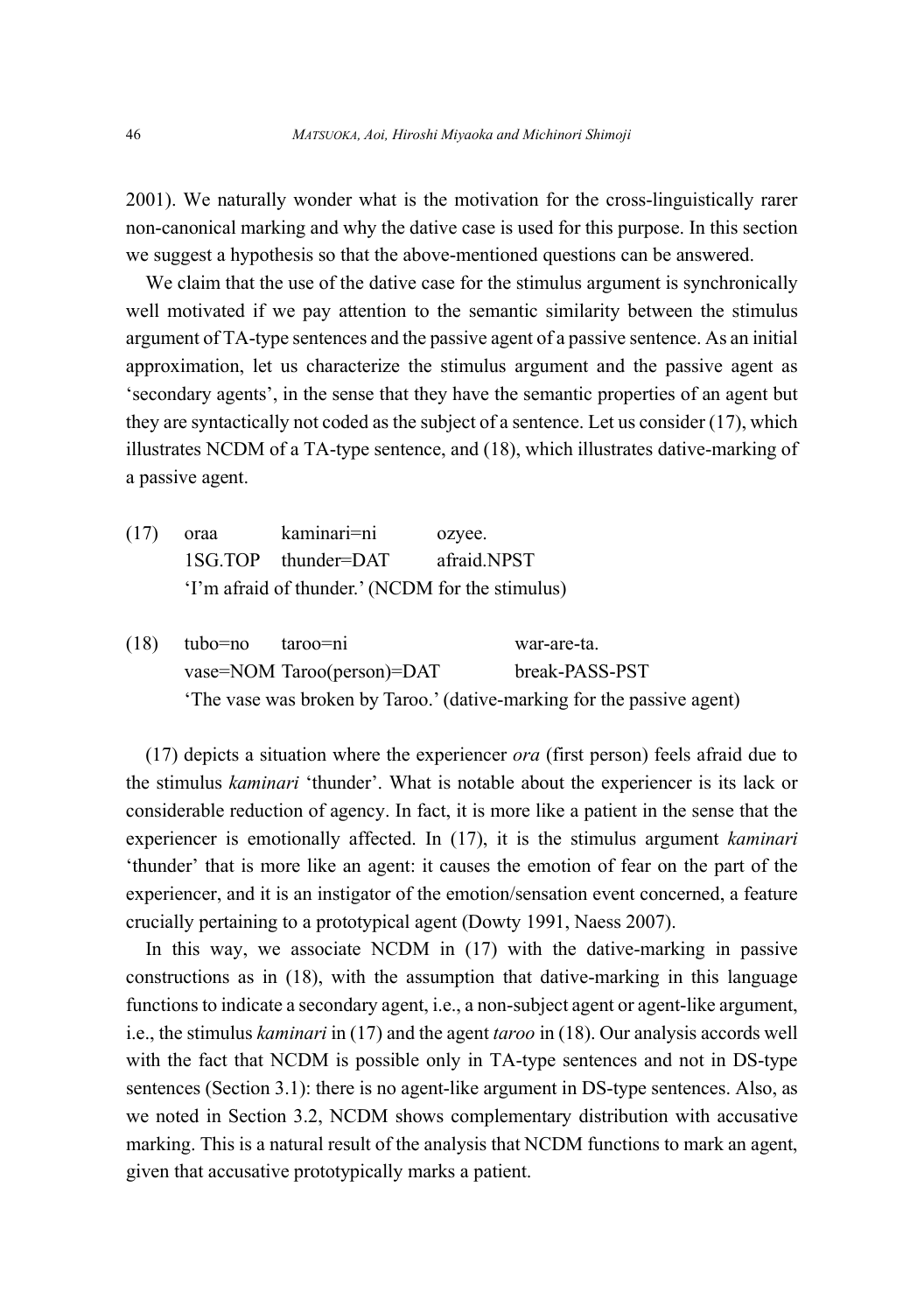2001). We naturally wonder what is the motivation for the cross-linguistically rarer non-canonical marking and why the dative case is used for this purpose. In this section we suggest a hypothesis so that the above-mentioned questions can be answered.

We claim that the use of the dative case for the stimulus argument is synchronically well motivated if we pay attention to the semantic similarity between the stimulus argument of TA-type sentences and the passive agent of a passive sentence. As an initial approximation, let us characterize the stimulus argument and the passive agent as 'secondary agents', in the sense that they have the semantic properties of an agent but they are syntactically not coded as the subject of a sentence. Let us consider (17), which illustrates NCDM of a TA-type sentence, and (18), which illustrates dative-marking of a passive agent.

(17) oraa kaminari=ni ozyee.
   1SG.TOP thunder=DAT afraid.NPST
   'I'm afraid of thunder.' (NCDM for the stimulus)

(18) tubo=no taroo=ni war-are-ta.
   vase=NOM Taroo(person)=DAT break-PASS-PST
   'The vase was broken by Taroo.' (dative-marking for the passive agent)

(17) depicts a situation where the experiencer *ora* (first person) feels afraid due to the stimulus *kaminari* 'thunder'. What is notable about the experiencer is its lack or considerable reduction of agency. In fact, it is more like a patient in the sense that the experiencer is emotionally affected. In (17), it is the stimulus argument *kaminari* 'thunder' that is more like an agent: it causes the emotion of fear on the part of the experiencer, and it is an instigator of the emotion/sensation event concerned, a feature crucially pertaining to a prototypical agent (Dowty 1991, Naess 2007).

In this way, we associate NCDM in (17) with the dative-marking in passive constructions as in (18), with the assumption that dative-marking in this language functions to indicate a secondary agent, i.e., a non-subject agent or agent-like argument, i.e., the stimulus *kaminari* in (17) and the agent *taroo* in (18). Our analysis accords well with the fact that NCDM is possible only in TA-type sentences and not in DS-type sentences (Section 3.1): there is no agent-like argument in DS-type sentences. Also, as we noted in Section 3.2, NCDM shows complementary distribution with accusative marking. This is a natural result of the analysis that NCDM functions to mark an agent, given that accusative prototypically marks a patient.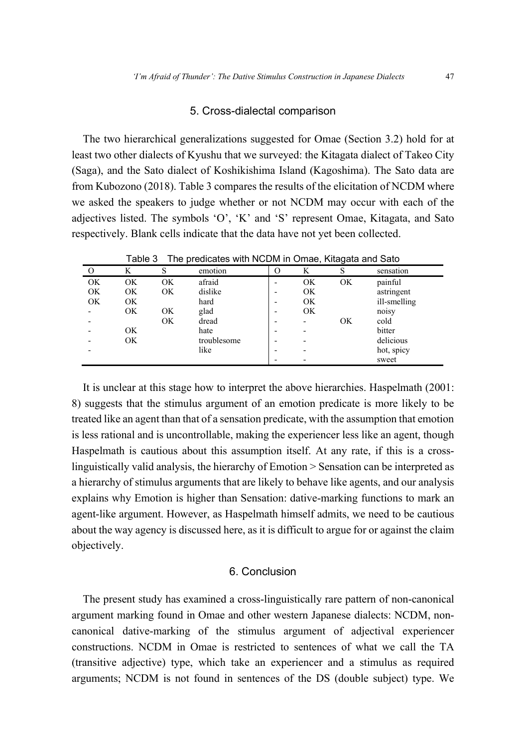## 5. Cross-dialectal comparison

The two hierarchical generalizations suggested for Omae (Section 3.2) hold for at least two other dialects of Kyushu that we surveyed: the Kitagata dialect of Takeo City (Saga), and the Sato dialect of Koshikishima Island (Kagoshima). The Sato data are from Kubozono (2018). Table 3 compares the results of the elicitation of NCDM where we asked the speakers to judge whether or not NCDM may occur with each of the adjectives listed. The symbols 'O', 'K' and 'S' represent Omae, Kitagata, and Sato respectively. Blank cells indicate that the data have not yet been collected.

Table 3 The predicates with NCDM in Omae, Kitagata and Sato

| O | K | S | emotion | O | K | S | sensation |
|---|---|---|---|---|---|---|---|
| OK | OK | OK | afraid | - | OK | OK | painful |
| OK | OK | OK | dislike | - | OK | | astringent |
| OK | OK | | hard | - | OK | | ill-smelling |
| - | OK | OK | glad | - | OK | | noisy |
| - | | OK | dread | - | - | OK | cold |
| - | OK | | hate | - | - | | bitter |
| - | OK | | troublesome | - | - | | delicious |
| - | | | like | - | - | | hot, spicy |
| | | | | - | - | | sweet |

It is unclear at this stage how to interpret the above hierarchies. Haspelmath (2001: 8) suggests that the stimulus argument of an emotion predicate is more likely to be treated like an agent than that of a sensation predicate, with the assumption that emotion is less rational and is uncontrollable, making the experiencer less like an agent, though Haspelmath is cautious about this assumption itself. At any rate, if this is a cross-linguistically valid analysis, the hierarchy of Emotion > Sensation can be interpreted as a hierarchy of stimulus arguments that are likely to behave like agents, and our analysis explains why Emotion is higher than Sensation: dative-marking functions to mark an agent-like argument. However, as Haspelmath himself admits, we need to be cautious about the way agency is discussed here, as it is difficult to argue for or against the claim objectively.

## 6. Conclusion

The present study has examined a cross-linguistically rare pattern of non-canonical argument marking found in Omae and other western Japanese dialects: NCDM, non-canonical dative-marking of the stimulus argument of adjectival experiencer constructions. NCDM in Omae is restricted to sentences of what we call the TA (transitive adjective) type, which take an experiencer and a stimulus as required arguments; NCDM is not found in sentences of the DS (double subject) type. We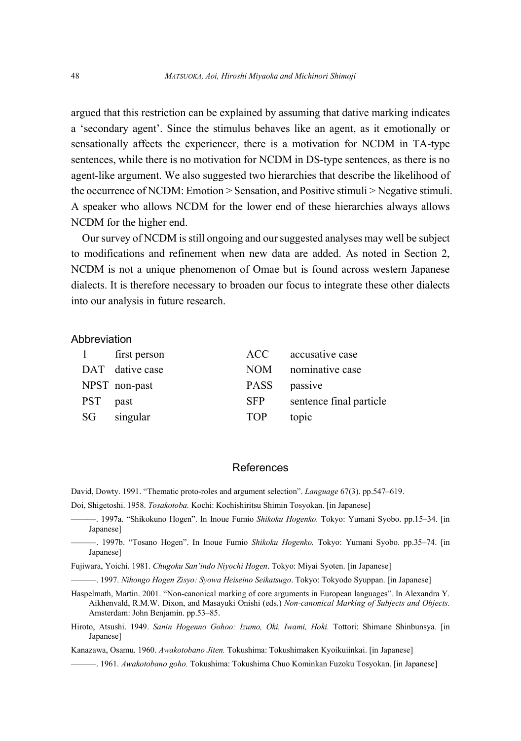argued that this restriction can be explained by assuming that dative marking indicates a 'secondary agent'. Since the stimulus behaves like an agent, as it emotionally or sensationally affects the experiencer, there is a motivation for NCDM in TA-type sentences, while there is no motivation for NCDM in DS-type sentences, as there is no agent-like argument. We also suggested two hierarchies that describe the likelihood of the occurrence of NCDM: Emotion > Sensation, and Positive stimuli > Negative stimuli. A speaker who allows NCDM for the lower end of these hierarchies always allows NCDM for the higher end.

Our survey of NCDM is still ongoing and our suggested analyses may well be subject to modifications and refinement when new data are added. As noted in Section 2, NCDM is not a unique phenomenon of Omae but is found across western Japanese dialects. It is therefore necessary to broaden our focus to integrate these other dialects into our analysis in future research.

## Abbreviation

| | | | |
|---|---|---|---|
| 1 | first person | ACC | accusative case |
| DAT | dative case | NOM | nominative case |
| NPST | non-past | PASS | passive |
| PST | past | SFP | sentence final particle |
| SG | singular | TOP | topic |

## References

David, Dowty. 1991. "Thematic proto-roles and argument selection". *Language* 67(3). pp.547–619.

Doi, Shigetoshi. 1958. *Tosakotoba.* Kochi: Kochishiritsu Shimin Tosyokan. [in Japanese]

———. 1997a. "Shikokuno Hogen". In Inoue Fumio *Shikoku Hogenko.* Tokyo: Yumani Syobo. pp.15–34. [in Japanese]

———. 1997b. "Tosano Hogen". In Inoue Fumio *Shikoku Hogenko.* Tokyo: Yumani Syobo. pp.35–74. [in Japanese]

Fujiwara, Yoichi. 1981. *Chugoku San'indo Niyochi Hogen*. Tokyo: Miyai Syoten. [in Japanese]

———. 1997. *Nihongo Hogen Zisyo: Syowa Heiseino Seikatsugo*. Tokyo: Tokyodo Syuppan. [in Japanese]

Haspelmath, Martin. 2001. "Non-canonical marking of core arguments in European languages". In Alexandra Y. Aikhenvald, R.M.W. Dixon, and Masayuki Onishi (eds.) *Non-canonical Marking of Subjects and Objects.* Amsterdam: John Benjamin. pp.53–85.

Hiroto, Atsushi. 1949. *Sanin Hogenno Gohoo: Izumo, Oki, Iwami, Hoki.* Tottori: Shimane Shinbunsya. [in Japanese]

Kanazawa, Osamu. 1960. *Awakotobano Jiten.* Tokushima: Tokushimaken Kyoikuiinkai. [in Japanese]

———. 1961. *Awakotobano goho.* Tokushima: Tokushima Chuo Kominkan Fuzoku Tosyokan. [in Japanese]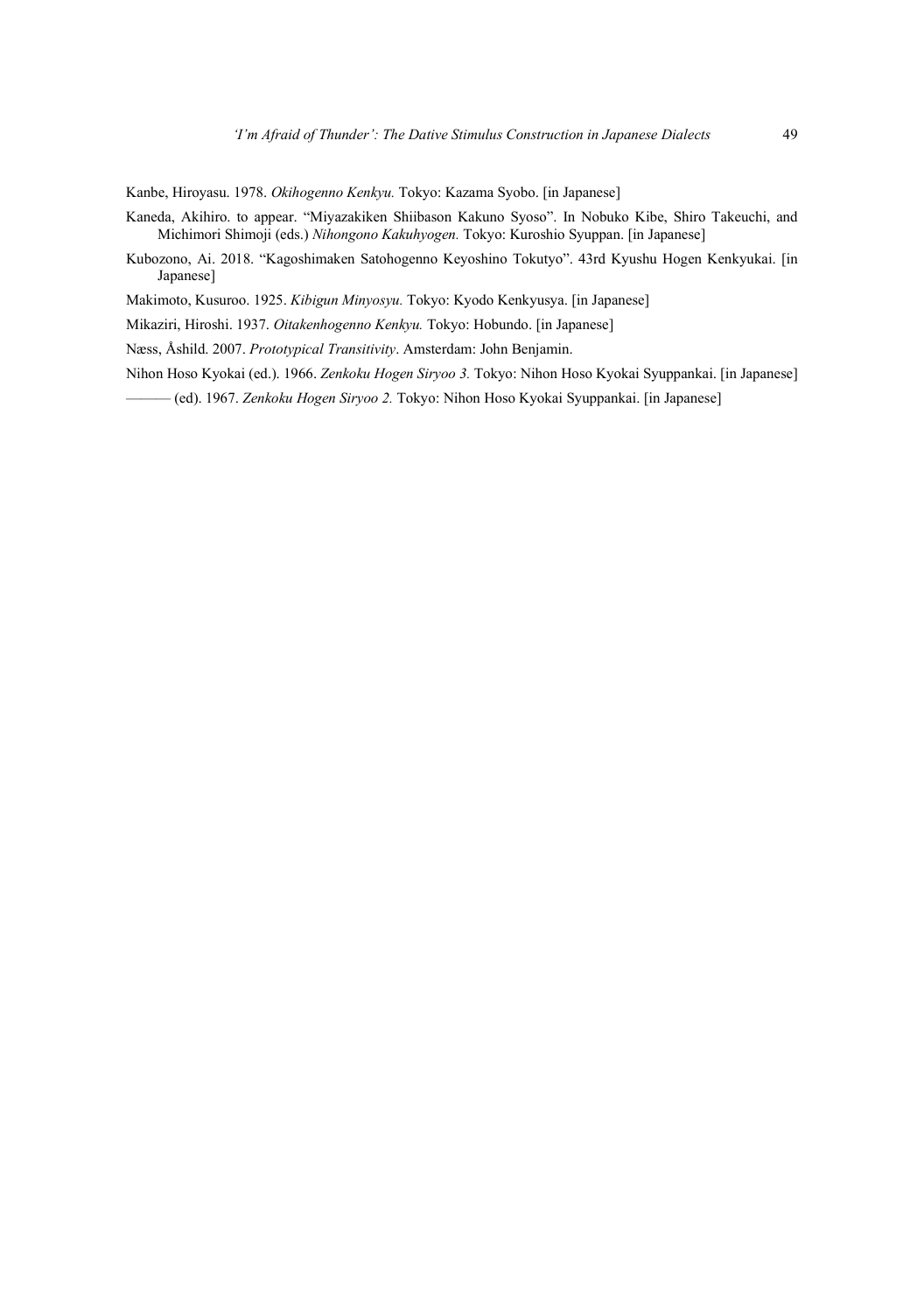Kanbe, Hiroyasu. 1978. *Okihogenno Kenkyu.* Tokyo: Kazama Syobo. [in Japanese]

Kaneda, Akihiro. to appear. "Miyazakiken Shiibason Kakuno Syoso". In Nobuko Kibe, Shiro Takeuchi, and Michimori Shimoji (eds.) *Nihongono Kakuhyogen.* Tokyo: Kuroshio Syuppan. [in Japanese]

Kubozono, Ai. 2018. "Kagoshimaken Satohogenno Keyoshino Tokutyo". 43rd Kyushu Hogen Kenkyukai. [in Japanese]

Makimoto, Kusuroo. 1925. *Kibigun Minyosyu.* Tokyo: Kyodo Kenkyusya. [in Japanese]

Mikaziri, Hiroshi. 1937. *Oitakenhogenno Kenkyu.* Tokyo: Hobundo. [in Japanese]

Næss, Åshild. 2007. *Prototypical Transitivity*. Amsterdam: John Benjamin.

Nihon Hoso Kyokai (ed.). 1966. *Zenkoku Hogen Siryoo 3.* Tokyo: Nihon Hoso Kyokai Syuppankai. [in Japanese]

——— (ed). 1967. *Zenkoku Hogen Siryoo 2.* Tokyo: Nihon Hoso Kyokai Syuppankai. [in Japanese]